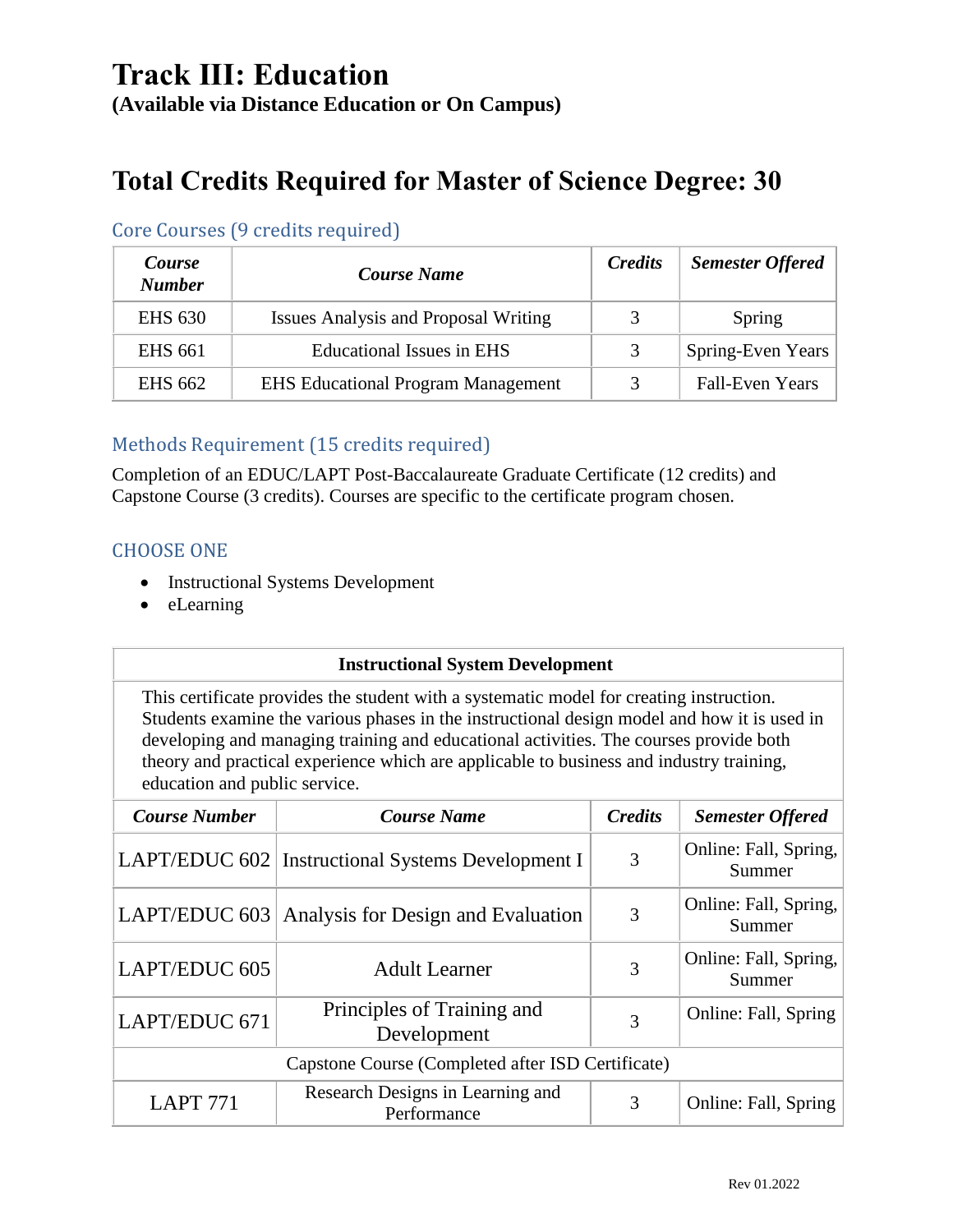# Track III: Education

**(Available via Distance Education or On Campus)**

## Total Credits Required for Master of Science Degree: 30

### Core Courses (9 credits required)

| *Course Number* | *Course Name* | *Credits* | *Semester Offered* |
|---|---|---|---|
| EHS 630 | Issues Analysis and Proposal Writing | 3 | Spring |
| EHS 661 | Educational Issues in EHS | 3 | Spring-Even Years |
| EHS 662 | EHS Educational Program Management | 3 | Fall-Even Years |

### Methods Requirement (15 credits required)

Completion of an EDUC/LAPT Post-Baccalaureate Graduate Certificate (12 credits) and Capstone Course (3 credits). Courses are specific to the certificate program chosen.

### CHOOSE ONE

- Instructional Systems Development
- eLearning

| **Instructional System Development** | | | |
|---|---|---|---|
| This certificate provides the student with a systematic model for creating instruction. Students examine the various phases in the instructional design model and how it is used in developing and managing training and educational activities. The courses provide both theory and practical experience which are applicable to business and industry training, education and public service. | | | |
| *Course Number* | *Course Name* | *Credits* | *Semester Offered* |
| LAPT/EDUC 602 | Instructional Systems Development I | 3 | Online: Fall, Spring, Summer |
| LAPT/EDUC 603 | Analysis for Design and Evaluation | 3 | Online: Fall, Spring, Summer |
| LAPT/EDUC 605 | Adult Learner | 3 | Online: Fall, Spring, Summer |
| LAPT/EDUC 671 | Principles of Training and Development | 3 | Online: Fall, Spring |
| Capstone Course (Completed after ISD Certificate) | | | |
| LAPT 771 | Research Designs in Learning and Performance | 3 | Online: Fall, Spring |

Rev 01.2022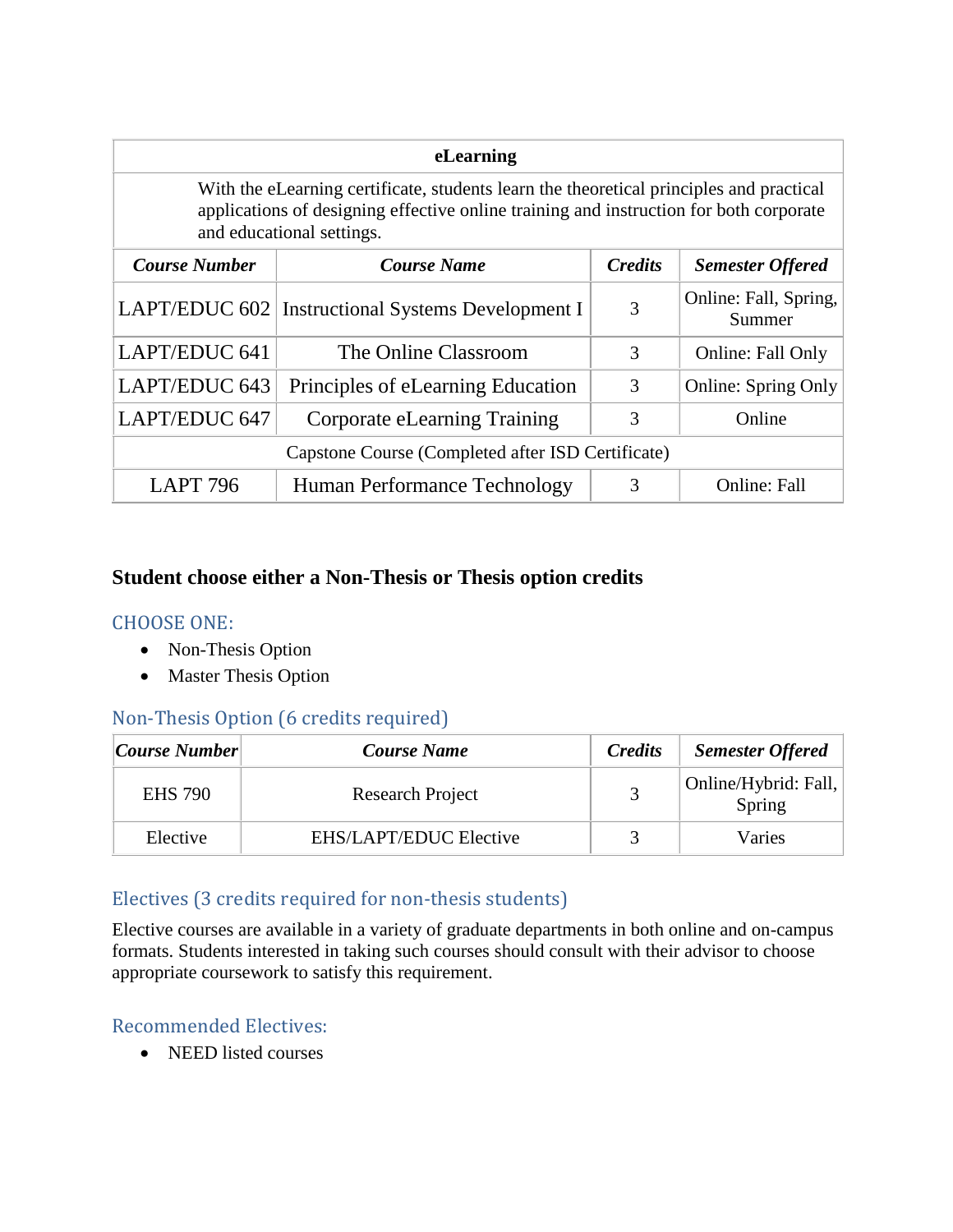| eLearning | | | |
|---|---|---|---|
| With the eLearning certificate, students learn the theoretical principles and practical applications of designing effective online training and instruction for both corporate and educational settings. | | | |
| ***Course Number*** | ***Course Name*** | ***Credits*** | ***Semester Offered*** |
| LAPT/EDUC 602 | Instructional Systems Development I | 3 | Online: Fall, Spring, Summer |
| LAPT/EDUC 641 | The Online Classroom | 3 | Online: Fall Only |
| LAPT/EDUC 643 | Principles of eLearning Education | 3 | Online: Spring Only |
| LAPT/EDUC 647 | Corporate eLearning Training | 3 | Online |
| Capstone Course (Completed after ISD Certificate) | | | |
| LAPT 796 | Human Performance Technology | 3 | Online: Fall |

### Student choose either a Non-Thesis or Thesis option credits

#### CHOOSE ONE:

- Non-Thesis Option
- Master Thesis Option

#### Non-Thesis Option (6 credits required)

| *Course Number* | *Course Name* | *Credits* | *Semester Offered* |
|---|---|---|---|
| EHS 790 | Research Project | 3 | Online/Hybrid: Fall, Spring |
| Elective | EHS/LAPT/EDUC Elective | 3 | Varies |

#### Electives (3 credits required for non-thesis students)

Elective courses are available in a variety of graduate departments in both online and on-campus formats. Students interested in taking such courses should consult with their advisor to choose appropriate coursework to satisfy this requirement.

#### Recommended Electives:

- NEED listed courses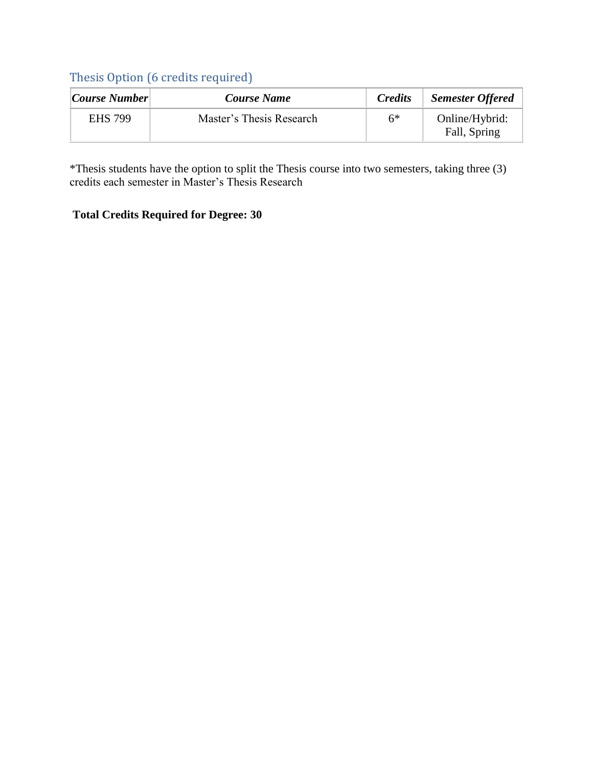### Thesis Option (6 credits required)

| *Course Number* | *Course Name* | *Credits* | *Semester Offered* |
|---|---|---|---|
| EHS 799 | Master’s Thesis Research | 6* | Online/Hybrid: Fall, Spring |

*Thesis students have the option to split the Thesis course into two semesters, taking three (3) credits each semester in Master’s Thesis Research

**Total Credits Required for Degree: 30**